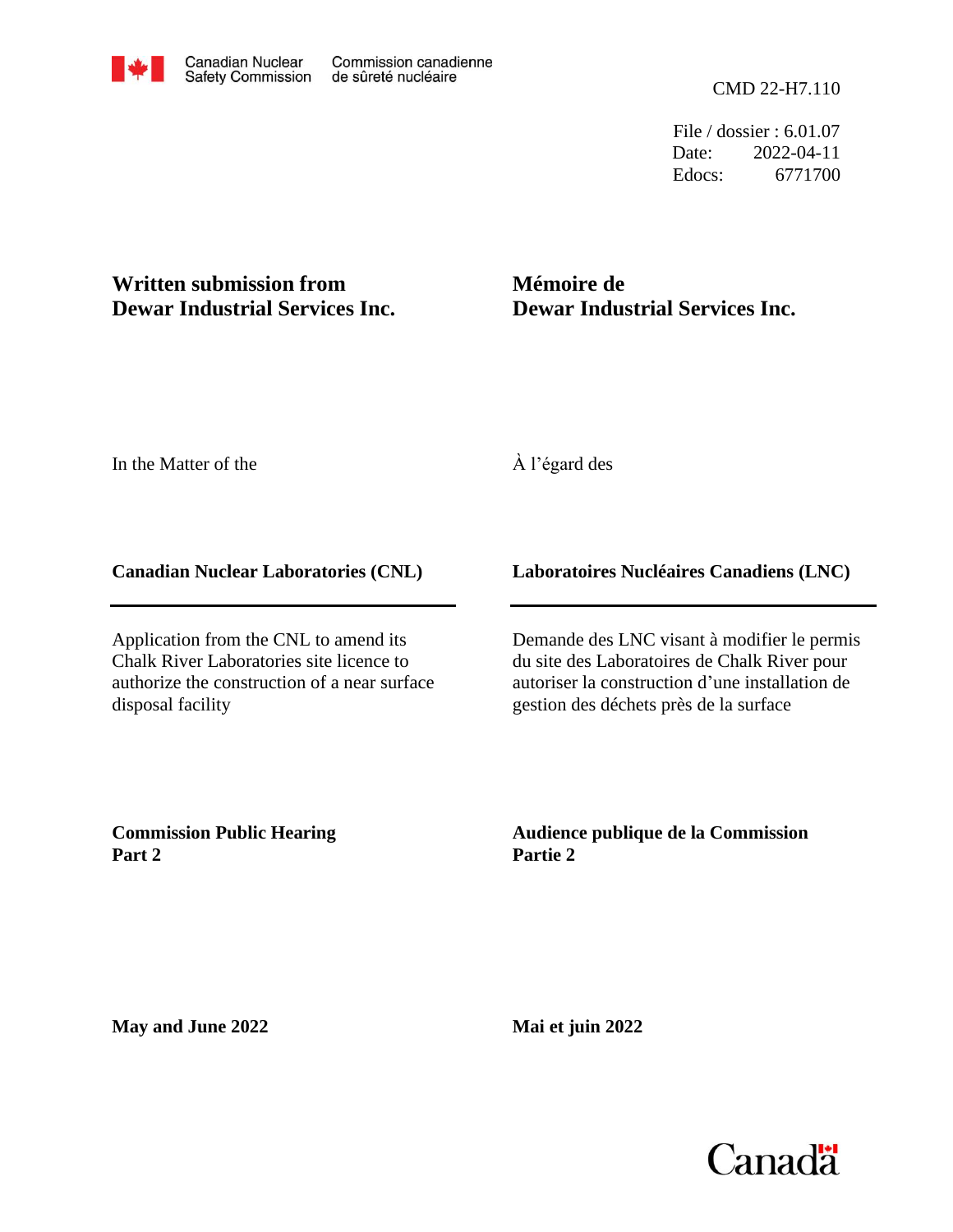Canadian Nuclear Safety Commission / Commission canadienne de sûreté nucléaire

CMD 22-H7.110

File / dossier : 6.01.07
Date: 2022-04-11
Edocs: 6771700

## Written submission from Dewar Industrial Services Inc.

## Mémoire de Dewar Industrial Services Inc.

In the Matter of the

À l'égard des

**Canadian Nuclear Laboratories (CNL)**

**Laboratoires Nucléaires Canadiens (LNC)**

Application from the CNL to amend its Chalk River Laboratories site licence to authorize the construction of a near surface disposal facility

Demande des LNC visant à modifier le permis du site des Laboratoires de Chalk River pour autoriser la construction d'une installation de gestion des déchets près de la surface

**Commission Public Hearing Part 2**

**Audience publique de la Commission Partie 2**

**May and June 2022**

**Mai et juin 2022**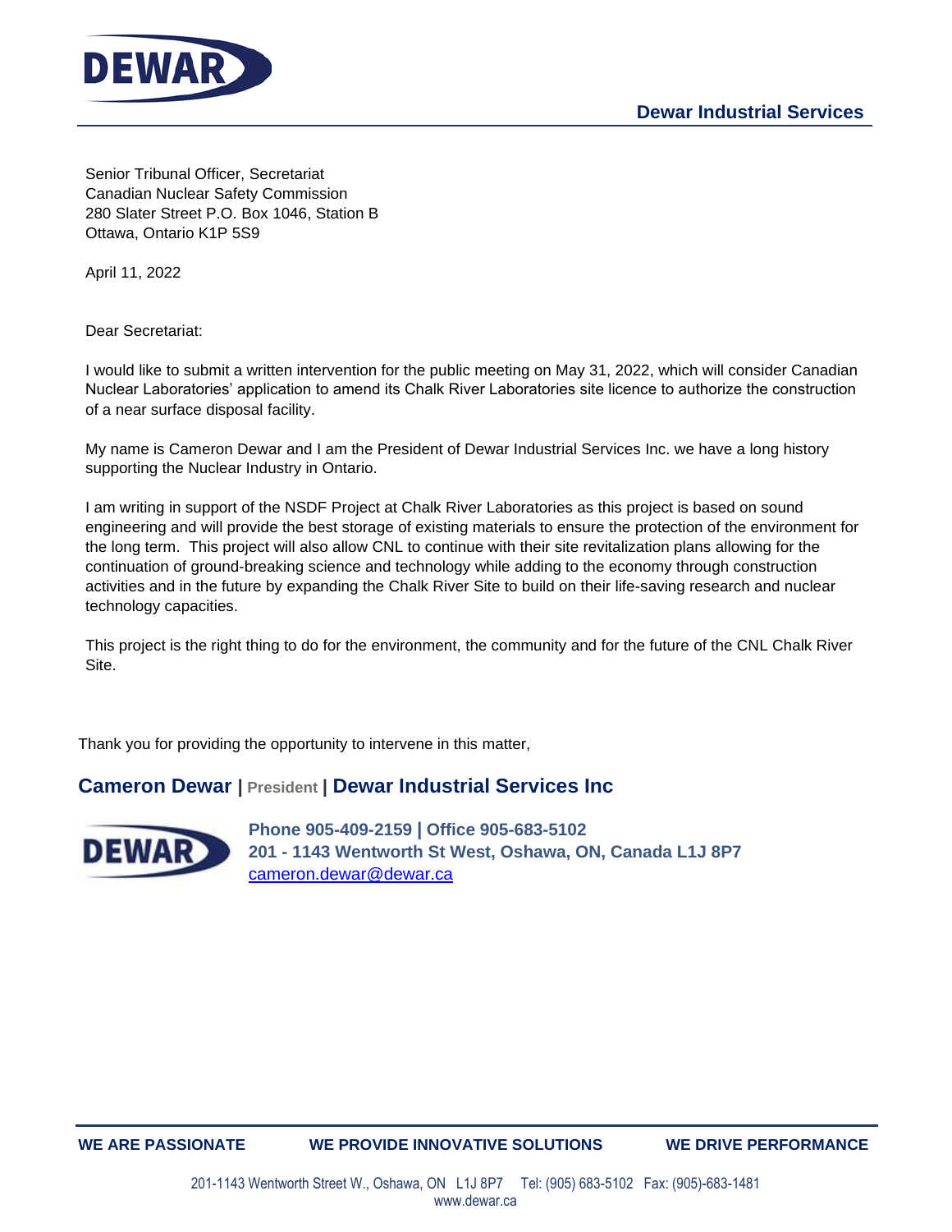**Dewar Industrial Services**

Senior Tribunal Officer, Secretariat
Canadian Nuclear Safety Commission
280 Slater Street P.O. Box 1046, Station B
Ottawa, Ontario K1P 5S9

April 11, 2022

Dear Secretariat:

I would like to submit a written intervention for the public meeting on May 31, 2022, which will consider Canadian Nuclear Laboratories' application to amend its Chalk River Laboratories site licence to authorize the construction of a near surface disposal facility.

My name is Cameron Dewar and I am the President of Dewar Industrial Services Inc. we have a long history supporting the Nuclear Industry in Ontario.

I am writing in support of the NSDF Project at Chalk River Laboratories as this project is based on sound engineering and will provide the best storage of existing materials to ensure the protection of the environment for the long term. This project will also allow CNL to continue with their site revitalization plans allowing for the continuation of ground-breaking science and technology while adding to the economy through construction activities and in the future by expanding the Chalk River Site to build on their life-saving research and nuclear technology capacities.

This project is the right thing to do for the environment, the community and for the future of the CNL Chalk River Site.

Thank you for providing the opportunity to intervene in this matter,

**Cameron Dewar | President | Dewar Industrial Services Inc**

**Phone 905-409-2159 | Office 905-683-5102**
**201 - 1143 Wentworth St West, Oshawa, ON, Canada L1J 8P7**
cameron.dewar@dewar.ca

**WE ARE PASSIONATE** **WE PROVIDE INNOVATIVE SOLUTIONS** **WE DRIVE PERFORMANCE**

201-1143 Wentworth Street W., Oshawa, ON L1J 8P7 Tel: (905) 683-5102 Fax: (905)-683-1481
www.dewar.ca